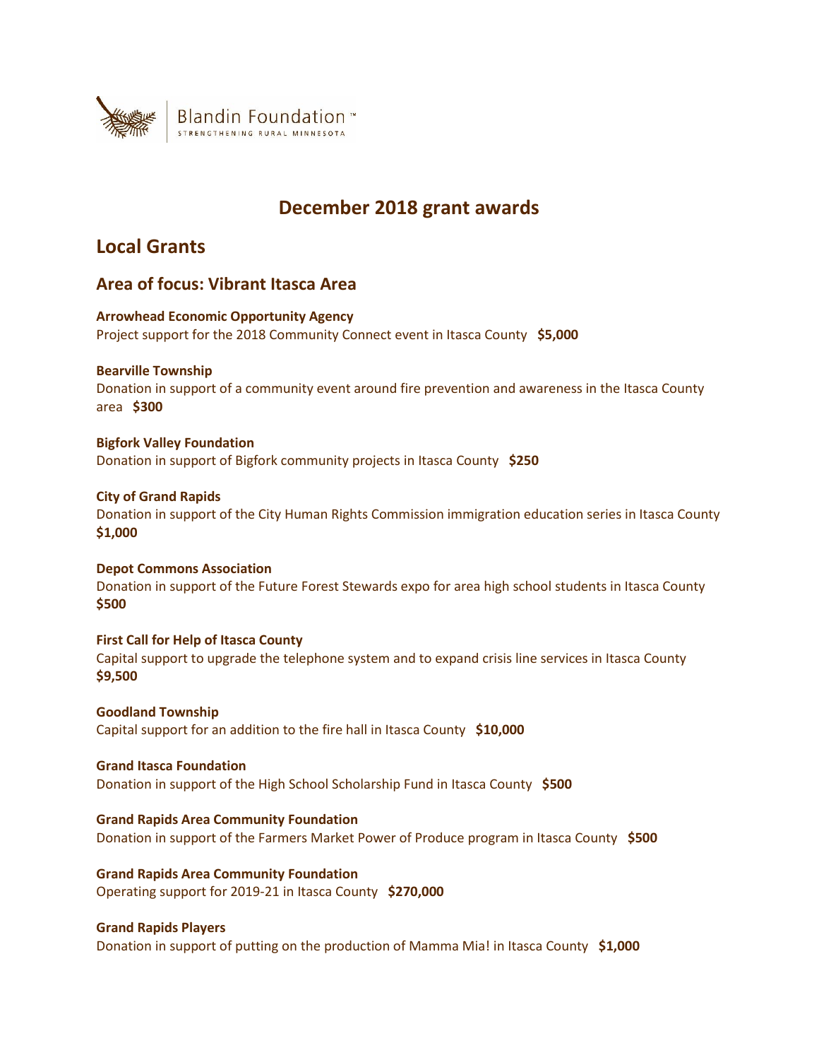Blandin Foundation™
STRENGTHENING RURAL MINNESOTA

# December 2018 grant awards

## Local Grants

### Area of focus: Vibrant Itasca Area

**Arrowhead Economic Opportunity Agency**
Project support for the 2018 Community Connect event in Itasca County **$5,000**

**Bearville Township**
Donation in support of a community event around fire prevention and awareness in the Itasca County area **$300**

**Bigfork Valley Foundation**
Donation in support of Bigfork community projects in Itasca County **$250**

**City of Grand Rapids**
Donation in support of the City Human Rights Commission immigration education series in Itasca County **$1,000**

**Depot Commons Association**
Donation in support of the Future Forest Stewards expo for area high school students in Itasca County **$500**

**First Call for Help of Itasca County**
Capital support to upgrade the telephone system and to expand crisis line services in Itasca County **$9,500**

**Goodland Township**
Capital support for an addition to the fire hall in Itasca County **$10,000**

**Grand Itasca Foundation**
Donation in support of the High School Scholarship Fund in Itasca County **$500**

**Grand Rapids Area Community Foundation**
Donation in support of the Farmers Market Power of Produce program in Itasca County **$500**

**Grand Rapids Area Community Foundation**
Operating support for 2019-21 in Itasca County **$270,000**

**Grand Rapids Players**
Donation in support of putting on the production of Mamma Mia! in Itasca County **$1,000**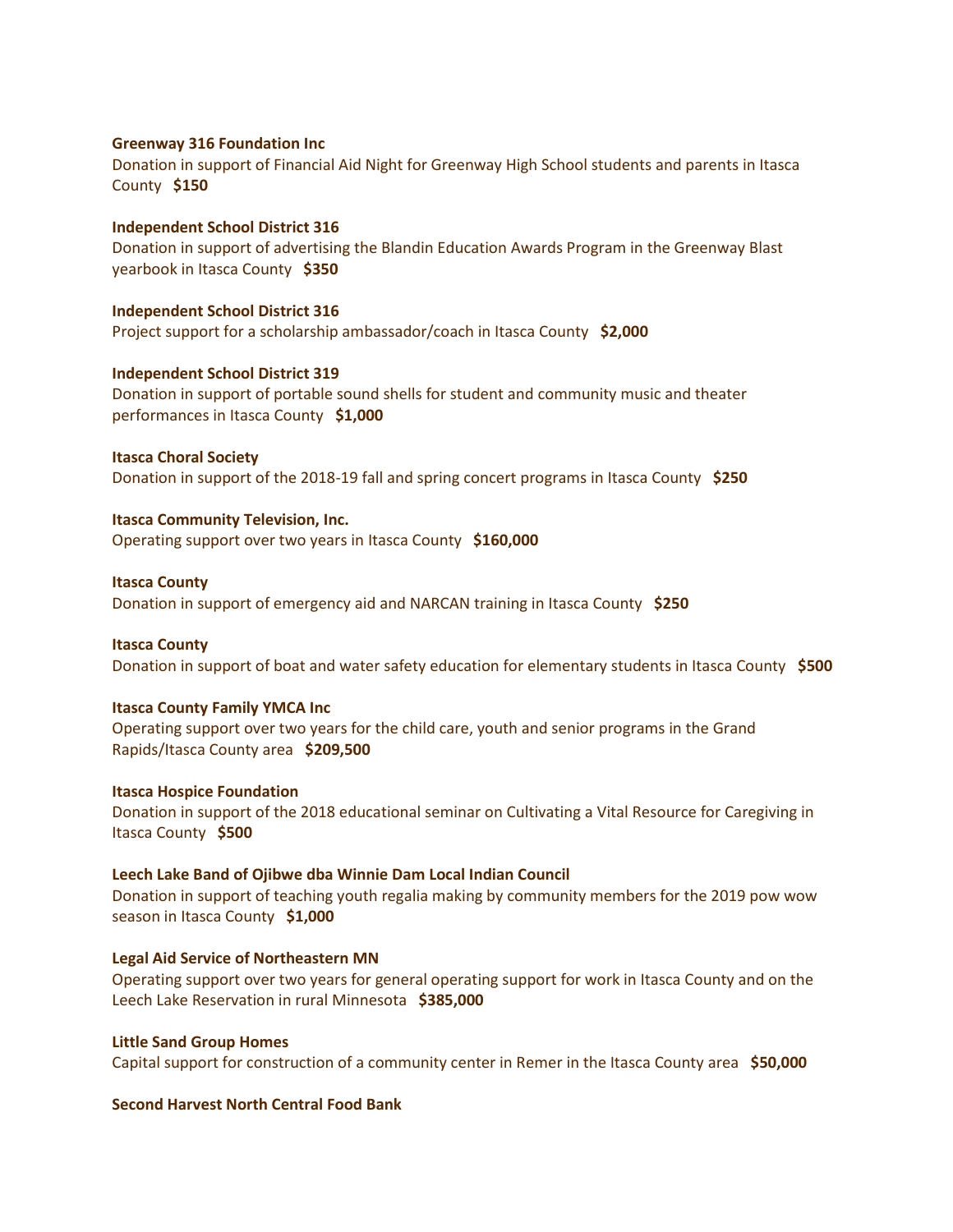**Greenway 316 Foundation Inc**
Donation in support of Financial Aid Night for Greenway High School students and parents in Itasca County **$150**

**Independent School District 316**
Donation in support of advertising the Blandin Education Awards Program in the Greenway Blast yearbook in Itasca County **$350**

**Independent School District 316**
Project support for a scholarship ambassador/coach in Itasca County **$2,000**

**Independent School District 319**
Donation in support of portable sound shells for student and community music and theater performances in Itasca County **$1,000**

**Itasca Choral Society**
Donation in support of the 2018-19 fall and spring concert programs in Itasca County **$250**

**Itasca Community Television, Inc.**
Operating support over two years in Itasca County **$160,000**

**Itasca County**
Donation in support of emergency aid and NARCAN training in Itasca County **$250**

**Itasca County**
Donation in support of boat and water safety education for elementary students in Itasca County **$500**

**Itasca County Family YMCA Inc**
Operating support over two years for the child care, youth and senior programs in the Grand Rapids/Itasca County area **$209,500**

**Itasca Hospice Foundation**
Donation in support of the 2018 educational seminar on Cultivating a Vital Resource for Caregiving in Itasca County **$500**

**Leech Lake Band of Ojibwe dba Winnie Dam Local Indian Council**
Donation in support of teaching youth regalia making by community members for the 2019 pow wow season in Itasca County **$1,000**

**Legal Aid Service of Northeastern MN**
Operating support over two years for general operating support for work in Itasca County and on the Leech Lake Reservation in rural Minnesota **$385,000**

**Little Sand Group Homes**
Capital support for construction of a community center in Remer in the Itasca County area **$50,000**

**Second Harvest North Central Food Bank**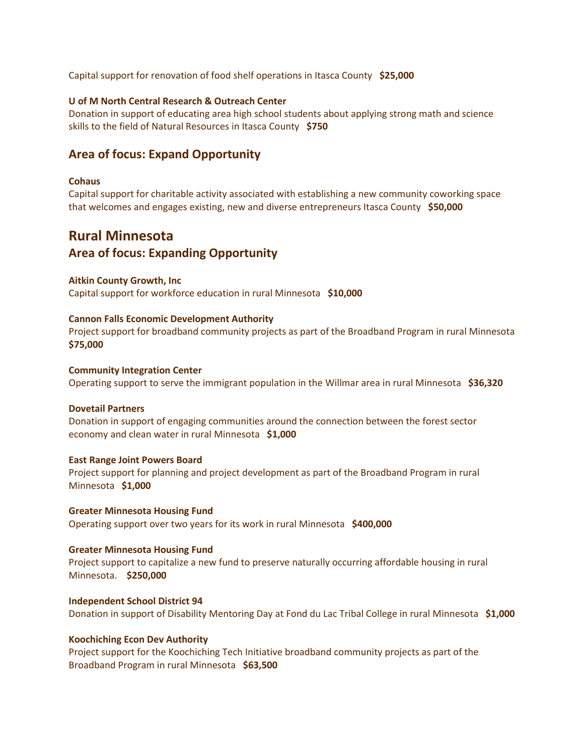Capital support for renovation of food shelf operations in Itasca County **$25,000**

**U of M North Central Research & Outreach Center**
Donation in support of educating area high school students about applying strong math and science skills to the field of Natural Resources in Itasca County **$750**

### Area of focus: Expand Opportunity

**Cohaus**
Capital support for charitable activity associated with establishing a new community coworking space that welcomes and engages existing, new and diverse entrepreneurs Itasca County **$50,000**

## Rural Minnesota

### Area of focus: Expanding Opportunity

**Aitkin County Growth, Inc**
Capital support for workforce education in rural Minnesota **$10,000**

**Cannon Falls Economic Development Authority**
Project support for broadband community projects as part of the Broadband Program in rural Minnesota **$75,000**

**Community Integration Center**
Operating support to serve the immigrant population in the Willmar area in rural Minnesota **$36,320**

**Dovetail Partners**
Donation in support of engaging communities around the connection between the forest sector economy and clean water in rural Minnesota **$1,000**

**East Range Joint Powers Board**
Project support for planning and project development as part of the Broadband Program in rural Minnesota **$1,000**

**Greater Minnesota Housing Fund**
Operating support over two years for its work in rural Minnesota **$400,000**

**Greater Minnesota Housing Fund**
Project support to capitalize a new fund to preserve naturally occurring affordable housing in rural Minnesota. **$250,000**

**Independent School District 94**
Donation in support of Disability Mentoring Day at Fond du Lac Tribal College in rural Minnesota **$1,000**

**Koochiching Econ Dev Authority**
Project support for the Koochiching Tech Initiative broadband community projects as part of the Broadband Program in rural Minnesota **$63,500**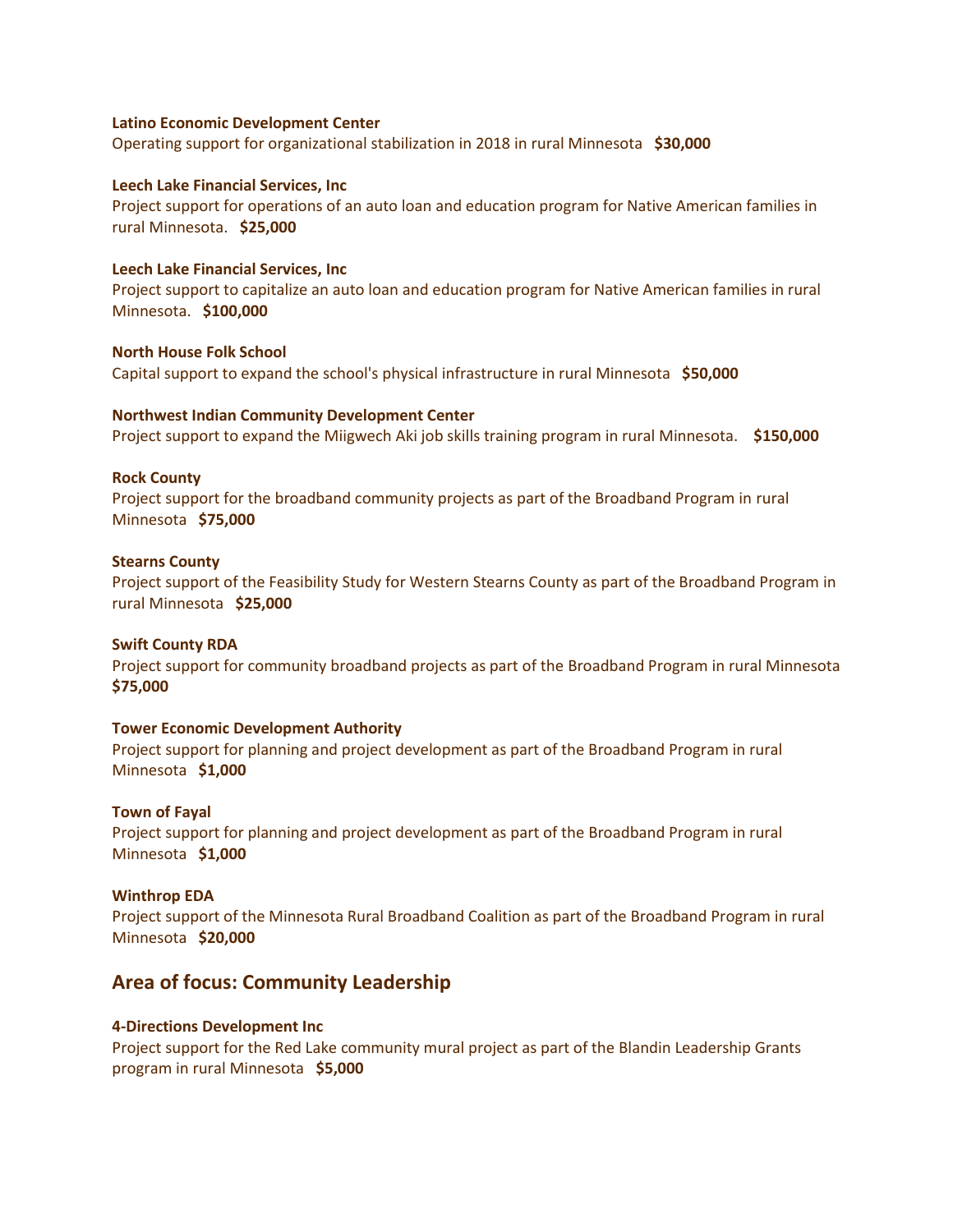**Latino Economic Development Center**
Operating support for organizational stabilization in 2018 in rural Minnesota **$30,000**

**Leech Lake Financial Services, Inc**
Project support for operations of an auto loan and education program for Native American families in rural Minnesota. **$25,000**

**Leech Lake Financial Services, Inc**
Project support to capitalize an auto loan and education program for Native American families in rural Minnesota. **$100,000**

**North House Folk School**
Capital support to expand the school's physical infrastructure in rural Minnesota **$50,000**

**Northwest Indian Community Development Center**
Project support to expand the Miigwech Aki job skills training program in rural Minnesota. **$150,000**

**Rock County**
Project support for the broadband community projects as part of the Broadband Program in rural Minnesota **$75,000**

**Stearns County**
Project support of the Feasibility Study for Western Stearns County as part of the Broadband Program in rural Minnesota **$25,000**

**Swift County RDA**
Project support for community broadband projects as part of the Broadband Program in rural Minnesota **$75,000**

**Tower Economic Development Authority**
Project support for planning and project development as part of the Broadband Program in rural Minnesota **$1,000**

**Town of Fayal**
Project support for planning and project development as part of the Broadband Program in rural Minnesota **$1,000**

**Winthrop EDA**
Project support of the Minnesota Rural Broadband Coalition as part of the Broadband Program in rural Minnesota **$20,000**

## Area of focus: Community Leadership

**4-Directions Development Inc**
Project support for the Red Lake community mural project as part of the Blandin Leadership Grants program in rural Minnesota **$5,000**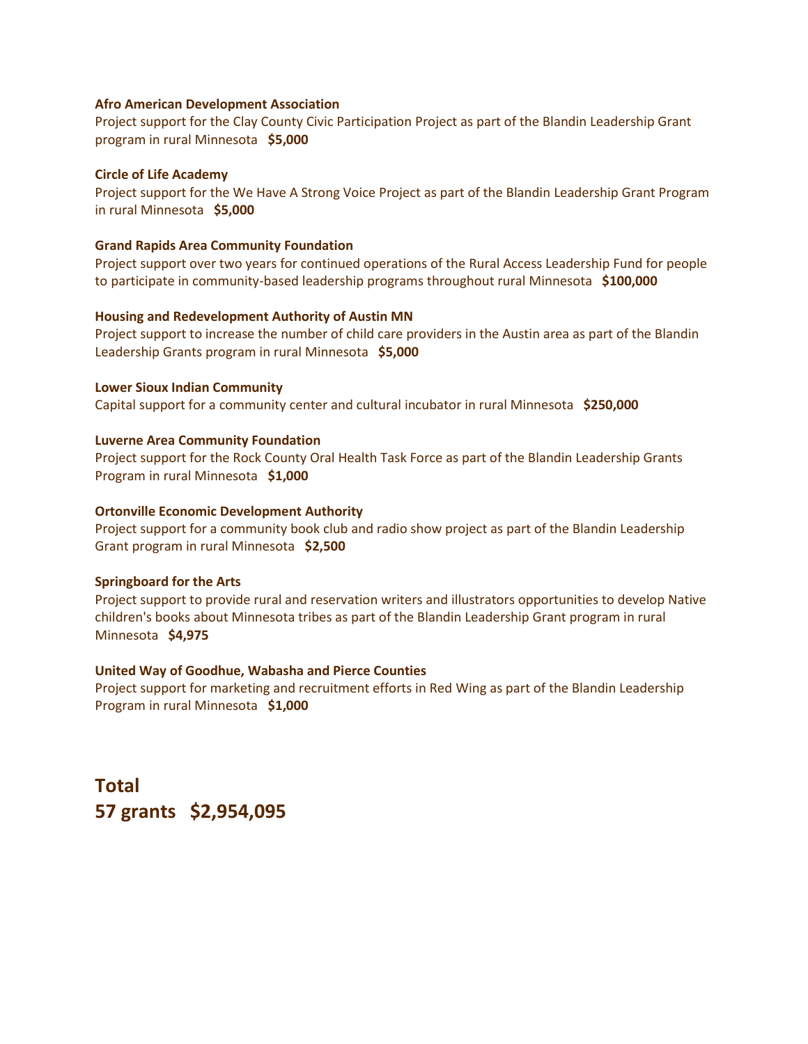**Afro American Development Association**
Project support for the Clay County Civic Participation Project as part of the Blandin Leadership Grant program in rural Minnesota **$5,000**

**Circle of Life Academy**
Project support for the We Have A Strong Voice Project as part of the Blandin Leadership Grant Program in rural Minnesota **$5,000**

**Grand Rapids Area Community Foundation**
Project support over two years for continued operations of the Rural Access Leadership Fund for people to participate in community-based leadership programs throughout rural Minnesota **$100,000**

**Housing and Redevelopment Authority of Austin MN**
Project support to increase the number of child care providers in the Austin area as part of the Blandin Leadership Grants program in rural Minnesota **$5,000**

**Lower Sioux Indian Community**
Capital support for a community center and cultural incubator in rural Minnesota **$250,000**

**Luverne Area Community Foundation**
Project support for the Rock County Oral Health Task Force as part of the Blandin Leadership Grants Program in rural Minnesota **$1,000**

**Ortonville Economic Development Authority**
Project support for a community book club and radio show project as part of the Blandin Leadership Grant program in rural Minnesota **$2,500**

**Springboard for the Arts**
Project support to provide rural and reservation writers and illustrators opportunities to develop Native children's books about Minnesota tribes as part of the Blandin Leadership Grant program in rural Minnesota **$4,975**

**United Way of Goodhue, Wabasha and Pierce Counties**
Project support for marketing and recruitment efforts in Red Wing as part of the Blandin Leadership Program in rural Minnesota **$1,000**

## Total
## 57 grants $2,954,095